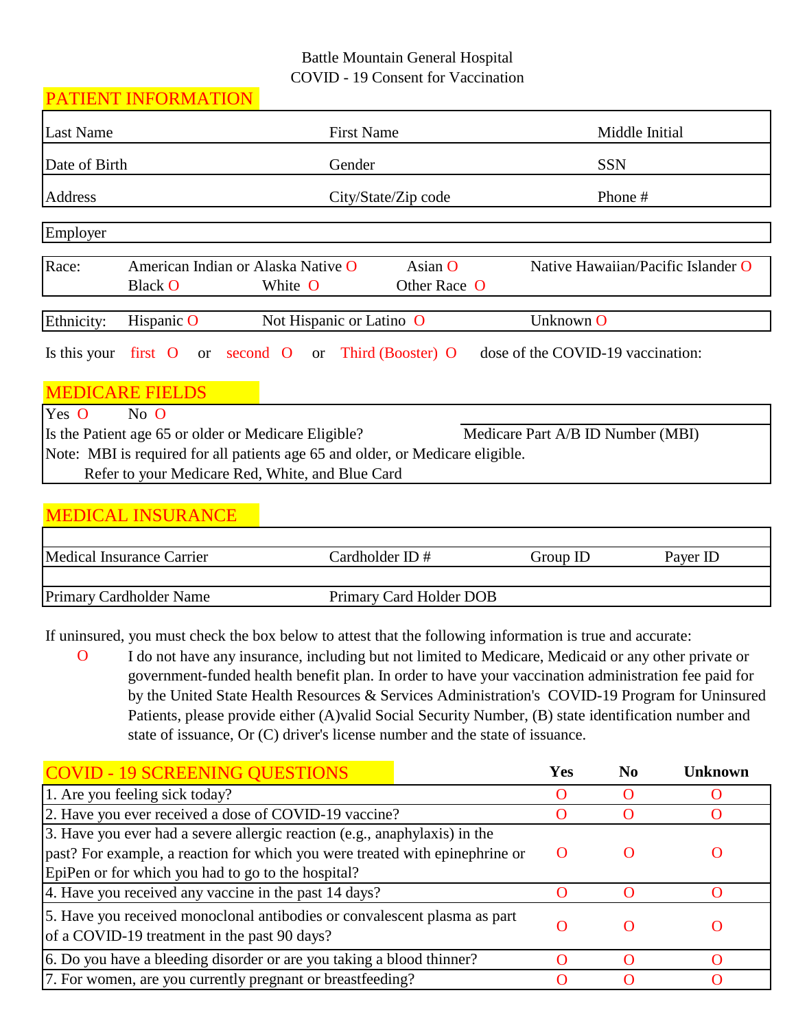Battle Mountain General Hospital

COVID - 19 Consent for Vaccination

## PATIENT INFORMATION

| Last Name | First Name | Middle Initial |
|---|---|---|
| Date of Birth | Gender | SSN |
| Address | City/State/Zip code | Phone # |

Employer

Race: American Indian or Alaska Native O Asian O Native Hawaiian/Pacific Islander O Black O White O Other Race O

Ethnicity: Hispanic O Not Hispanic or Latino O Unknown O

Is this your first O or second O or Third (Booster) O dose of the COVID-19 vaccination:

## MEDICARE FIELDS

Yes O No O

Is the Patient age 65 or older or Medicare Eligible? Medicare Part A/B ID Number (MBI)

Note: MBI is required for all patients age 65 and older, or Medicare eligible.
Refer to your Medicare Red, White, and Blue Card

## MEDICAL INSURANCE

| Medical Insurance Carrier | Cardholder ID # | Group ID | Payer ID |
|---|---|---|---|
| Primary Cardholder Name | Primary Card Holder DOB | | |

If uninsured, you must check the box below to attest that the following information is true and accurate:

O I do not have any insurance, including but not limited to Medicare, Medicaid or any other private or government-funded health benefit plan. In order to have your vaccination administration fee paid for by the United State Health Resources & Services Administration's COVID-19 Program for Uninsured Patients, please provide either (A)valid Social Security Number, (B) state identification number and state of issuance, Or (C) driver's license number and the state of issuance.

## COVID - 19 SCREENING QUESTIONS

| | Yes | No | Unknown |
|---|---|---|---|
| 1. Are you feeling sick today? | O | O | O |
| 2. Have you ever received a dose of COVID-19 vaccine? | O | O | O |
| 3. Have you ever had a severe allergic reaction (e.g., anaphylaxis) in the past? For example, a reaction for which you were treated with epinephrine or EpiPen or for which you had to go to the hospital? | O | O | O |
| 4. Have you received any vaccine in the past 14 days? | O | O | O |
| 5. Have you received monoclonal antibodies or convalescent plasma as part of a COVID-19 treatment in the past 90 days? | O | O | O |
| 6. Do you have a bleeding disorder or are you taking a blood thinner? | O | O | O |
| 7. For women, are you currently pregnant or breastfeeding? | O | O | O |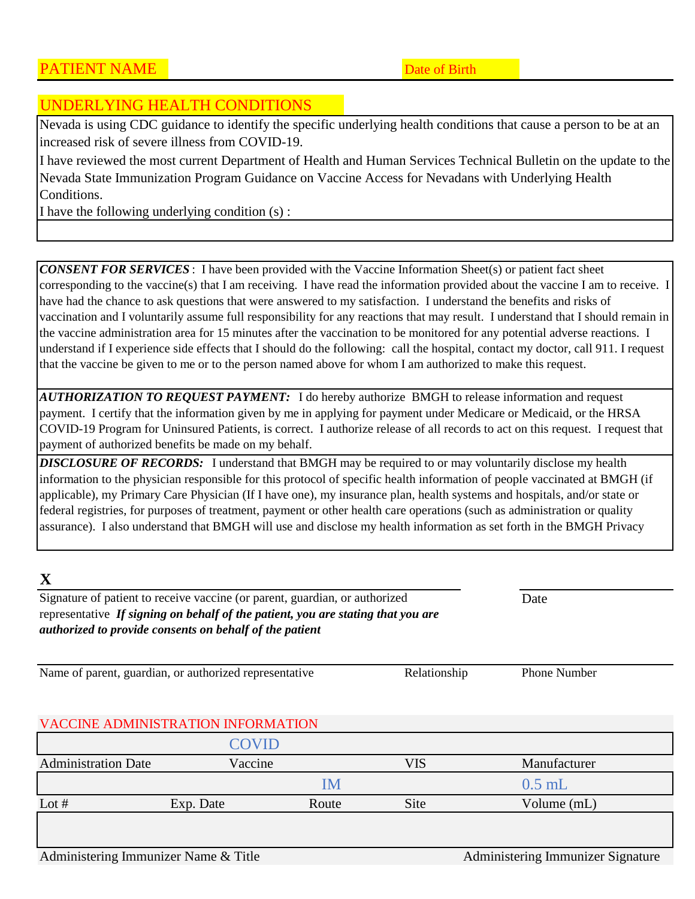PATIENT NAME | Date of Birth

## UNDERLYING HEALTH CONDITIONS

Nevada is using CDC guidance to identify the specific underlying health conditions that cause a person to be at an increased risk of severe illness from COVID-19.

I have reviewed the most current Department of Health and Human Services Technical Bulletin on the update to the Nevada State Immunization Program Guidance on Vaccine Access for Nevadans with Underlying Health Conditions.

I have the following underlying condition (s) :

***CONSENT FOR SERVICES*** : I have been provided with the Vaccine Information Sheet(s) or patient fact sheet corresponding to the vaccine(s) that I am receiving. I have read the information provided about the vaccine I am to receive. I have had the chance to ask questions that were answered to my satisfaction. I understand the benefits and risks of vaccination and I voluntarily assume full responsibility for any reactions that may result. I understand that I should remain in the vaccine administration area for 15 minutes after the vaccination to be monitored for any potential adverse reactions. I understand if I experience side effects that I should do the following: call the hospital, contact my doctor, call 911. I request that the vaccine be given to me or to the person named above for whom I am authorized to make this request.

***AUTHORIZATION TO REQUEST PAYMENT:*** I do hereby authorize BMGH to release information and request payment. I certify that the information given by me in applying for payment under Medicare or Medicaid, or the HRSA COVID-19 Program for Uninsured Patients, is correct. I authorize release of all records to act on this request. I request that payment of authorized benefits be made on my behalf.

***DISCLOSURE OF RECORDS:*** I understand that BMGH may be required to or may voluntarily disclose my health information to the physician responsible for this protocol of specific health information of people vaccinated at BMGH (if applicable), my Primary Care Physician (If I have one), my insurance plan, health systems and hospitals, and/or state or federal registries, for purposes of treatment, payment or other health care operations (such as administration or quality assurance). I also understand that BMGH will use and disclose my health information as set forth in the BMGH Privacy

**X**

Signature of patient to receive vaccine (or parent, guardian, or authorized representative ***If signing on behalf of the patient, you are stating that you are authorized to provide consents on behalf of the patient***

Date

Name of parent, guardian, or authorized representative | Relationship | Phone Number

## VACCINE ADMINISTRATION INFORMATION

| | | | | |
|---|---|---|---|---|
| | COVID | | | |
| Administration Date | Vaccine | | VIS | Manufacturer |
| | | IM | | 0.5 mL |
| Lot # | Exp. Date | Route | Site | Volume (mL) |

Administering Immunizer Name & Title | Administering Immunizer Signature